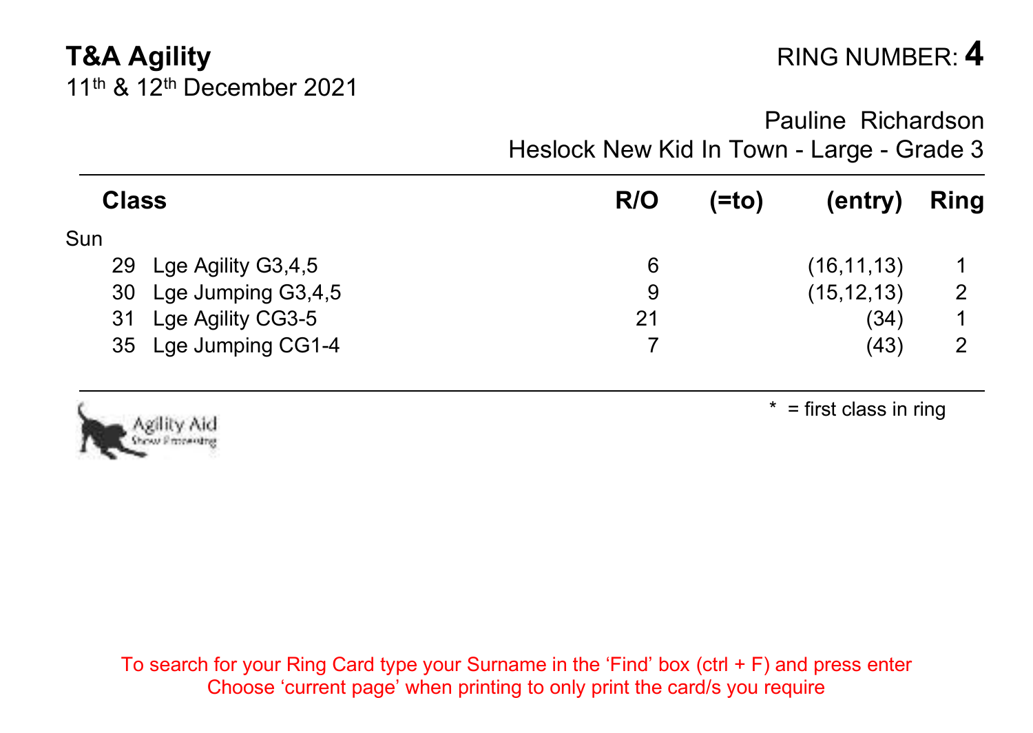**T&A Agility**
11th & 12th December 2021

RING NUMBER: **4**

Pauline Richardson
Heslock New Kid In Town - Large - Grade 3

| **Class** | **R/O** | **(=to)** | **(entry)** | **Ring** |
|---|---|---|---|---|
| Sun | | | | |
| 29 Lge Agility G3,4,5 | 6 | | (16,11,13) | 1 |
| 30 Lge Jumping G3,4,5 | 9 | | (15,12,13) | 2 |
| 31 Lge Agility CG3-5 | 21 | | (34) | 1 |
| 35 Lge Jumping CG1-4 | 7 | | (43) | 2 |

Agility Aid
Show Processing

* = first class in ring

To search for your Ring Card type your Surname in the 'Find' box (ctrl + F) and press enter
Choose 'current page' when printing to only print the card/s you require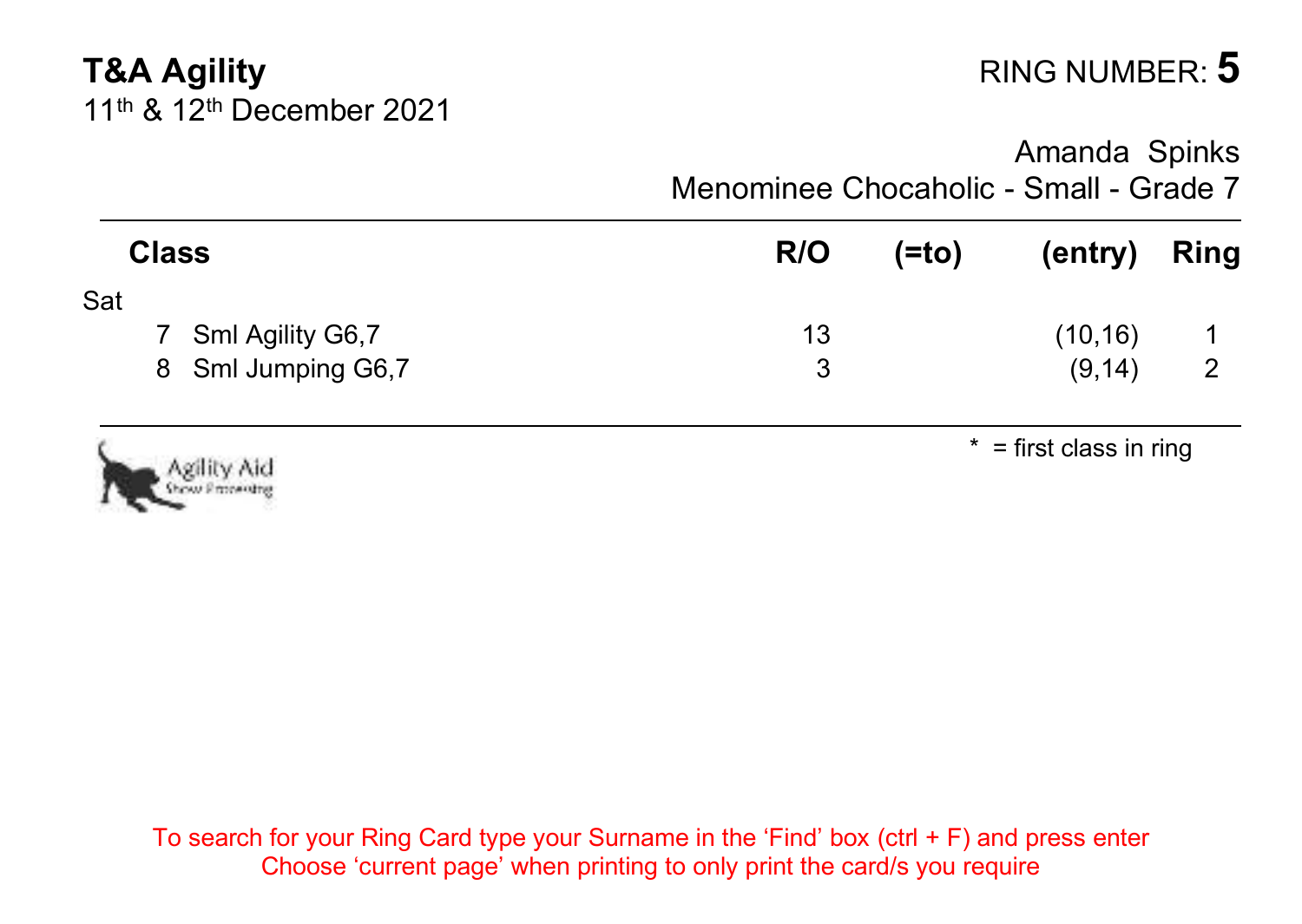**T&A Agility**
11th & 12th December 2021

RING NUMBER: **5**

Amanda Spinks
Menominee Chocaholic - Small - Grade 7

| Class | R/O | (=to) | (entry) | Ring |
|---|---|---|---|---|
| Sat | | | | |
| 7 Sml Agility G6,7 | 13 | | (10,16) | 1 |
| 8 Sml Jumping G6,7 | 3 | | (9,14) | 2 |

\* = first class in ring

Agility Aid
Show Processing

To search for your Ring Card type your Surname in the 'Find' box (ctrl + F) and press enter
Choose 'current page' when printing to only print the card/s you require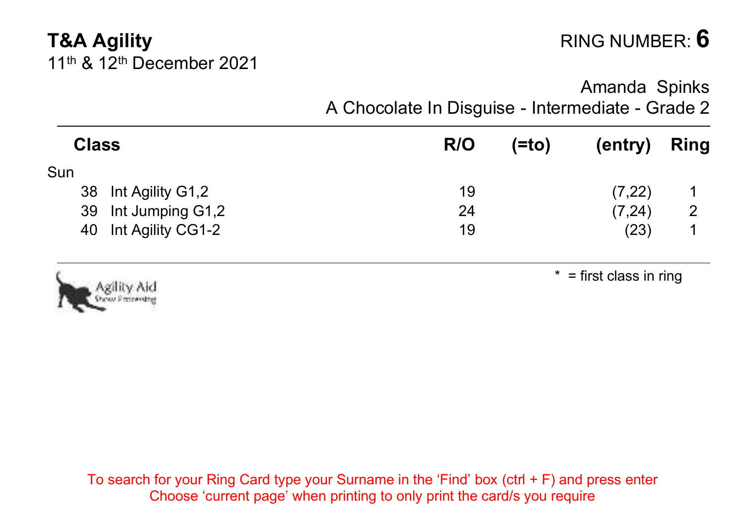**T&A Agility**
11th & 12th December 2021

RING NUMBER: **6**

Amanda Spinks
A Chocolate In Disguise - Intermediate - Grade 2

| **Class** | **R/O** | **(=to)** | **(entry)** | **Ring** |
|---|---|---|---|---|
| Sun | | | | |
| 38 Int Agility G1,2 | 19 | | (7,22) | 1 |
| 39 Int Jumping G1,2 | 24 | | (7,24) | 2 |
| 40 Int Agility CG1-2 | 19 | | (23) | 1 |

Agility Aid Show Processing

* = first class in ring

To search for your Ring Card type your Surname in the 'Find' box (ctrl + F) and press enter
Choose 'current page' when printing to only print the card/s you require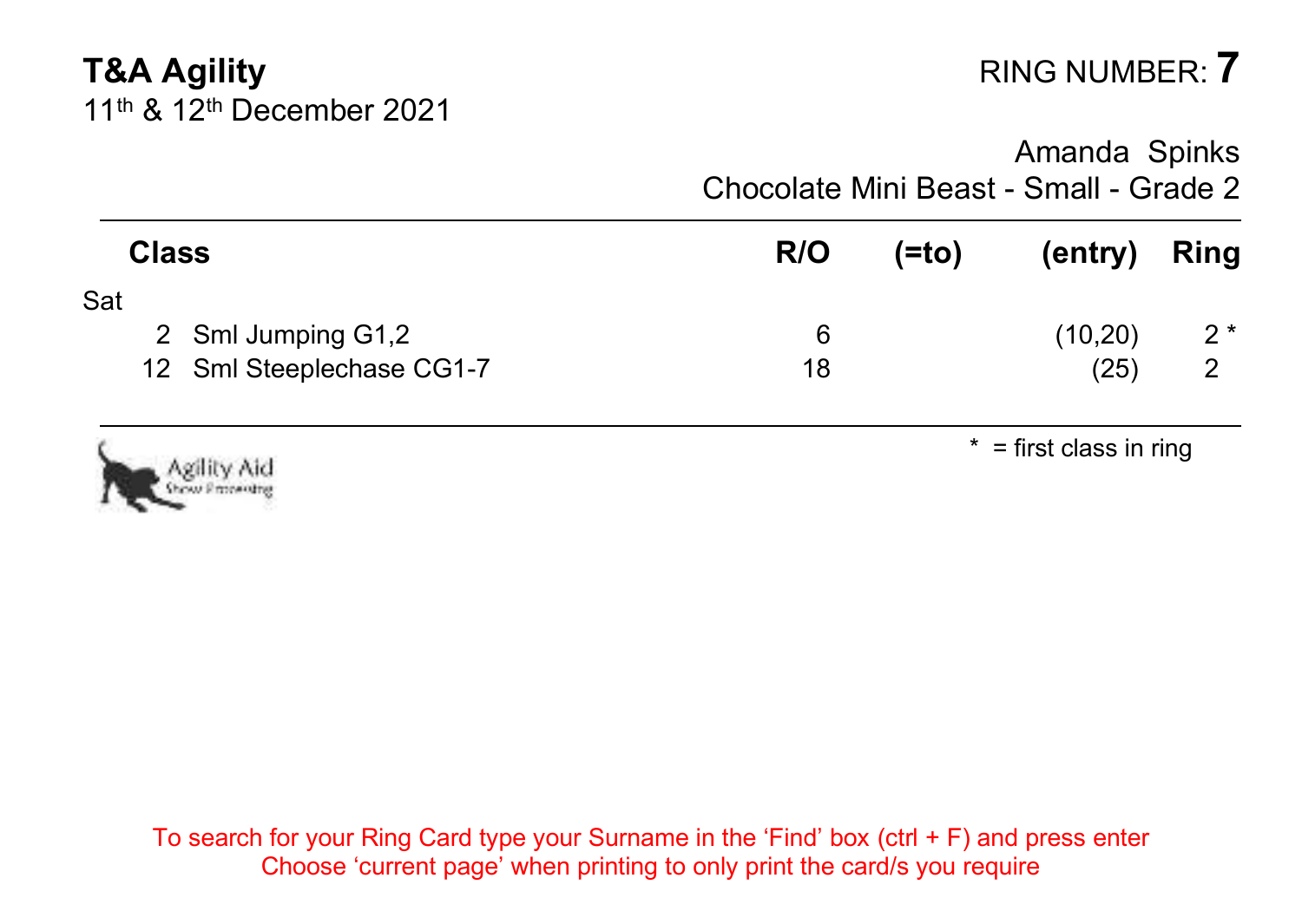**T&A Agility**
11th & 12th December 2021

RING NUMBER: **7**

Amanda Spinks
Chocolate Mini Beast - Small - Grade 2

| Class | | R/O | (=to) | (entry) | Ring |
|---|---|---|---|---|---|
| Sat | | | | | |
| 2 | Sml Jumping G1,2 | 6 | | (10,20) | 2 * |
| 12 | Sml Steeplechase CG1-7 | 18 | | (25) | 2 |

* = first class in ring

Agility Aid
Show Processing

To search for your Ring Card type your Surname in the 'Find' box (ctrl + F) and press enter
Choose 'current page' when printing to only print the card/s you require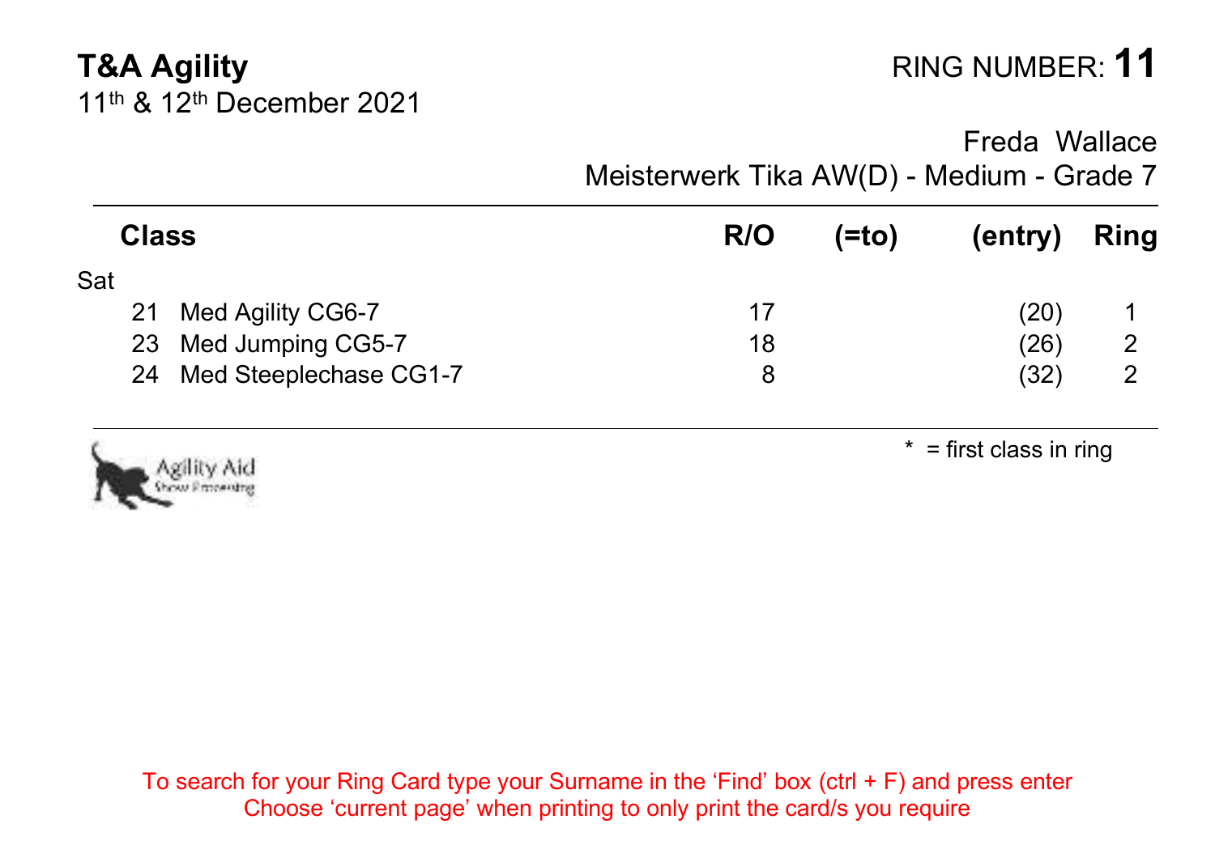**T&A Agility**
11th & 12th December 2021

RING NUMBER: **11**

Freda Wallace
Meisterwerk Tika AW(D) - Medium - Grade 7

| Class | | R/O | (=to) | (entry) | Ring |
|---|---|---|---|---|---|
| Sat | | | | | |
| 21 | Med Agility CG6-7 | 17 | | (20) | 1 |
| 23 | Med Jumping CG5-7 | 18 | | (26) | 2 |
| 24 | Med Steeplechase CG1-7 | 8 | | (32) | 2 |

Agility Aid
Show Processing

* = first class in ring

To search for your Ring Card type your Surname in the 'Find' box (ctrl + F) and press enter
Choose 'current page' when printing to only print the card/s you require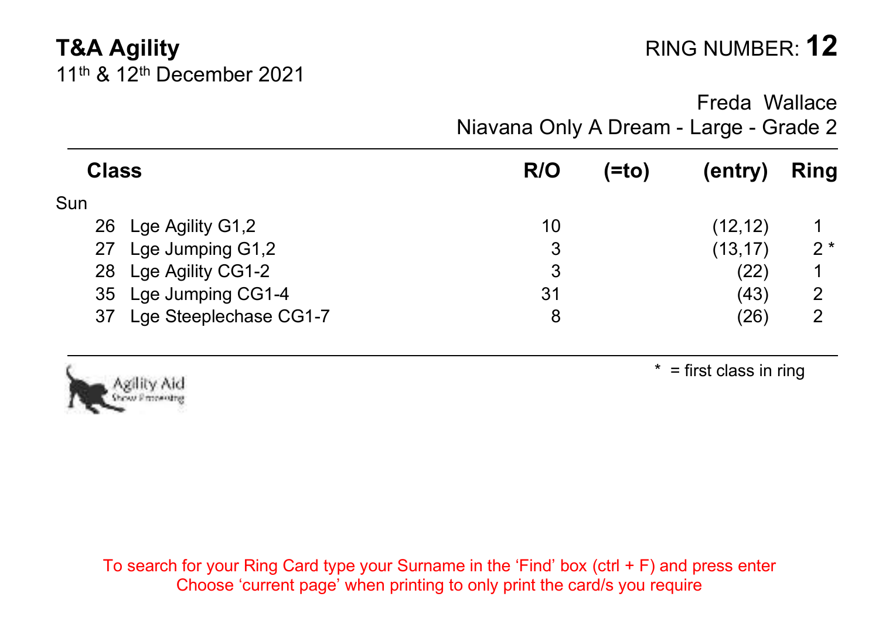**T&A Agility**
11th & 12th December 2021

RING NUMBER: **12**

Freda Wallace
Niavana Only A Dream - Large - Grade 2

| **Class** | | **R/O** | **(=to)** | **(entry)** | **Ring** |
|---|---|---|---|---|---|
| Sun | | | | | |
| 26 | Lge Agility G1,2 | 10 | | (12,12) | 1 |
| 27 | Lge Jumping G1,2 | 3 | | (13,17) | 2 * |
| 28 | Lge Agility CG1-2 | 3 | | (22) | 1 |
| 35 | Lge Jumping CG1-4 | 31 | | (43) | 2 |
| 37 | Lge Steeplechase CG1-7 | 8 | | (26) | 2 |

Agility Aid
Show Processing

* = first class in ring

To search for your Ring Card type your Surname in the 'Find' box (ctrl + F) and press enter
Choose 'current page' when printing to only print the card/s you require